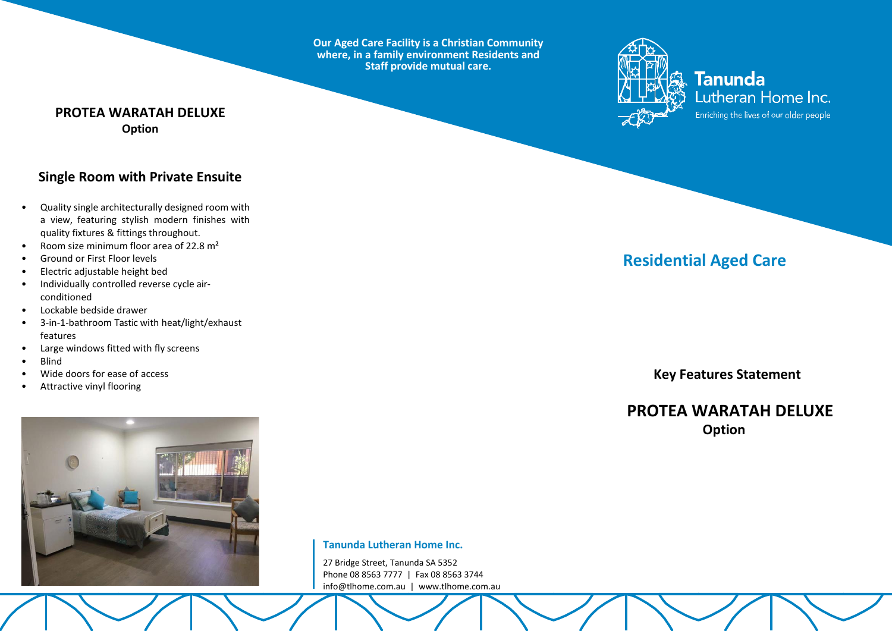Our Aged Care Facility is a Christian Community where, in a family environment Residents and Staff provide mutual care.

**Tanunda Lutheran Home Inc.**
Enriching the lives of our older people

## PROTEA WARATAH DELUXE
**Option**

### Single Room with Private Ensuite

- Quality single architecturally designed room with a view, featuring stylish modern finishes with quality fixtures & fittings throughout.
- Room size minimum floor area of 22.8 m²
- Ground or First Floor levels
- Electric adjustable height bed
- Individually controlled reverse cycle air-conditioned
- Lockable bedside drawer
- 3-in-1-bathroom Tastic with heat/light/exhaust features
- Large windows fitted with fly screens
- Blind
- Wide doors for ease of access
- Attractive vinyl flooring

**Tanunda Lutheran Home Inc.**

27 Bridge Street, Tanunda SA 5352
Phone 08 8563 7777 | Fax 08 8563 3744
info@tlhome.com.au | www.tlhome.com.au

# Residential Aged Care

**Key Features Statement**

## PROTEA WARATAH DELUXE
**Option**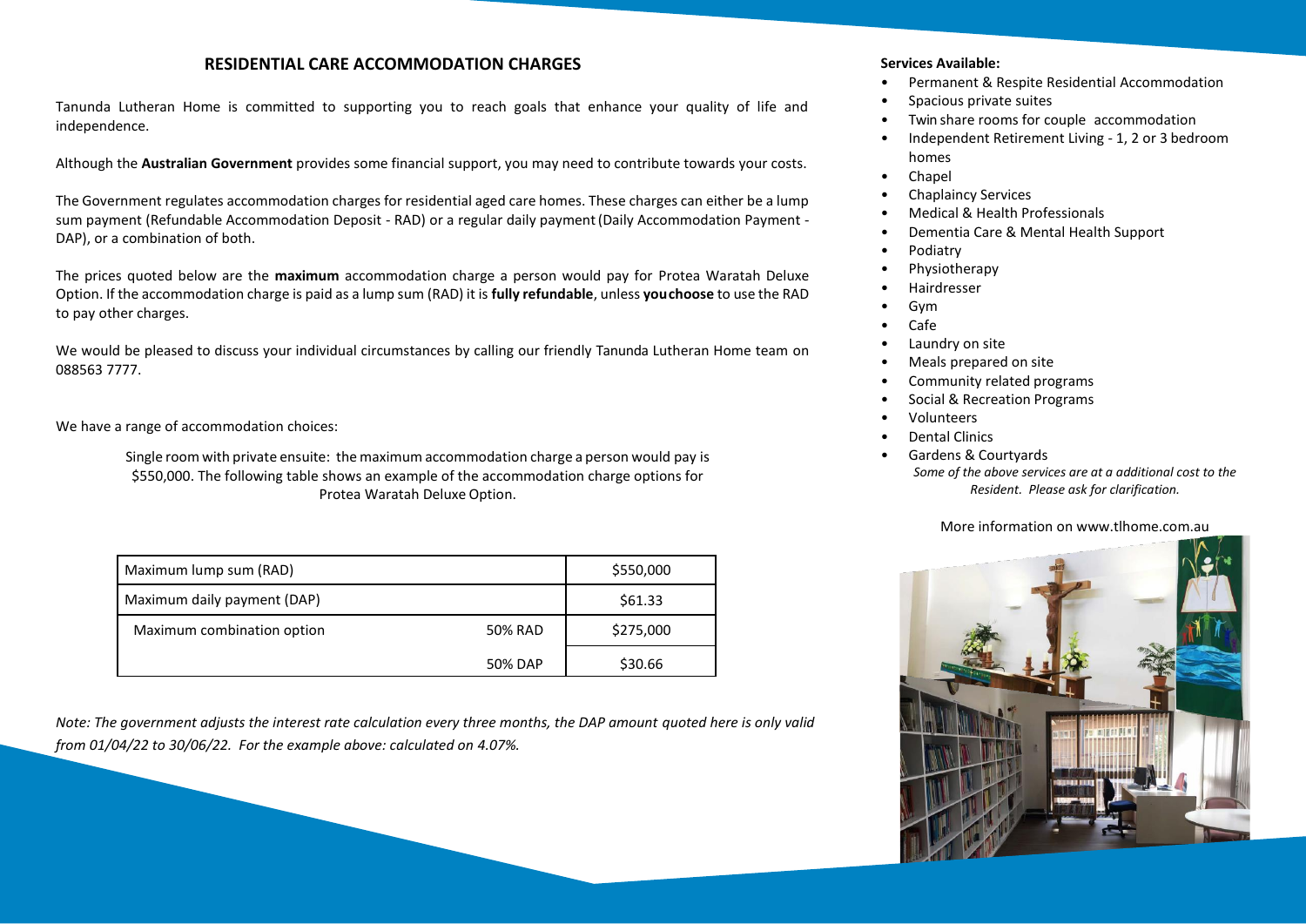## RESIDENTIAL CARE ACCOMMODATION CHARGES

Tanunda Lutheran Home is committed to supporting you to reach goals that enhance your quality of life and independence.

Although the **Australian Government** provides some financial support, you may need to contribute towards your costs.

The Government regulates accommodation charges for residential aged care homes. These charges can either be a lump sum payment (Refundable Accommodation Deposit - RAD) or a regular daily payment (Daily Accommodation Payment - DAP), or a combination of both.

The prices quoted below are the **maximum** accommodation charge a person would pay for Protea Waratah Deluxe Option. If the accommodation charge is paid as a lump sum (RAD) it is **fully refundable**, unless **you choose** to use the RAD to pay other charges.

We would be pleased to discuss your individual circumstances by calling our friendly Tanunda Lutheran Home team on 088563 7777.

We have a range of accommodation choices:

Single room with private ensuite: the maximum accommodation charge a person would pay is $550,000. The following table shows an example of the accommodation charge options for Protea Waratah Deluxe Option.

| | | |
|---|---|---|
| Maximum lump sum (RAD) | | $550,000 |
| Maximum daily payment (DAP) | | $61.33 |
| Maximum combination option | 50% RAD | $275,000 |
| | 50% DAP | $30.66 |

*Note: The government adjusts the interest rate calculation every three months, the DAP amount quoted here is only valid from 01/04/22 to 30/06/22. For the example above: calculated on 4.07%.*

**Services Available:**

- Permanent & Respite Residential Accommodation
- Spacious private suites
- Twin share rooms for couple accommodation
- Independent Retirement Living - 1, 2 or 3 bedroom homes
- Chapel
- Chaplaincy Services
- Medical & Health Professionals
- Dementia Care & Mental Health Support
- Podiatry
- Physiotherapy
- Hairdresser
- Gym
- Cafe
- Laundry on site
- Meals prepared on site
- Community related programs
- Social & Recreation Programs
- Volunteers
- Dental Clinics
- Gardens & Courtyards

*Some of the above services are at a additional cost to the Resident. Please ask for clarification.*

More information on www.tlhome.com.au